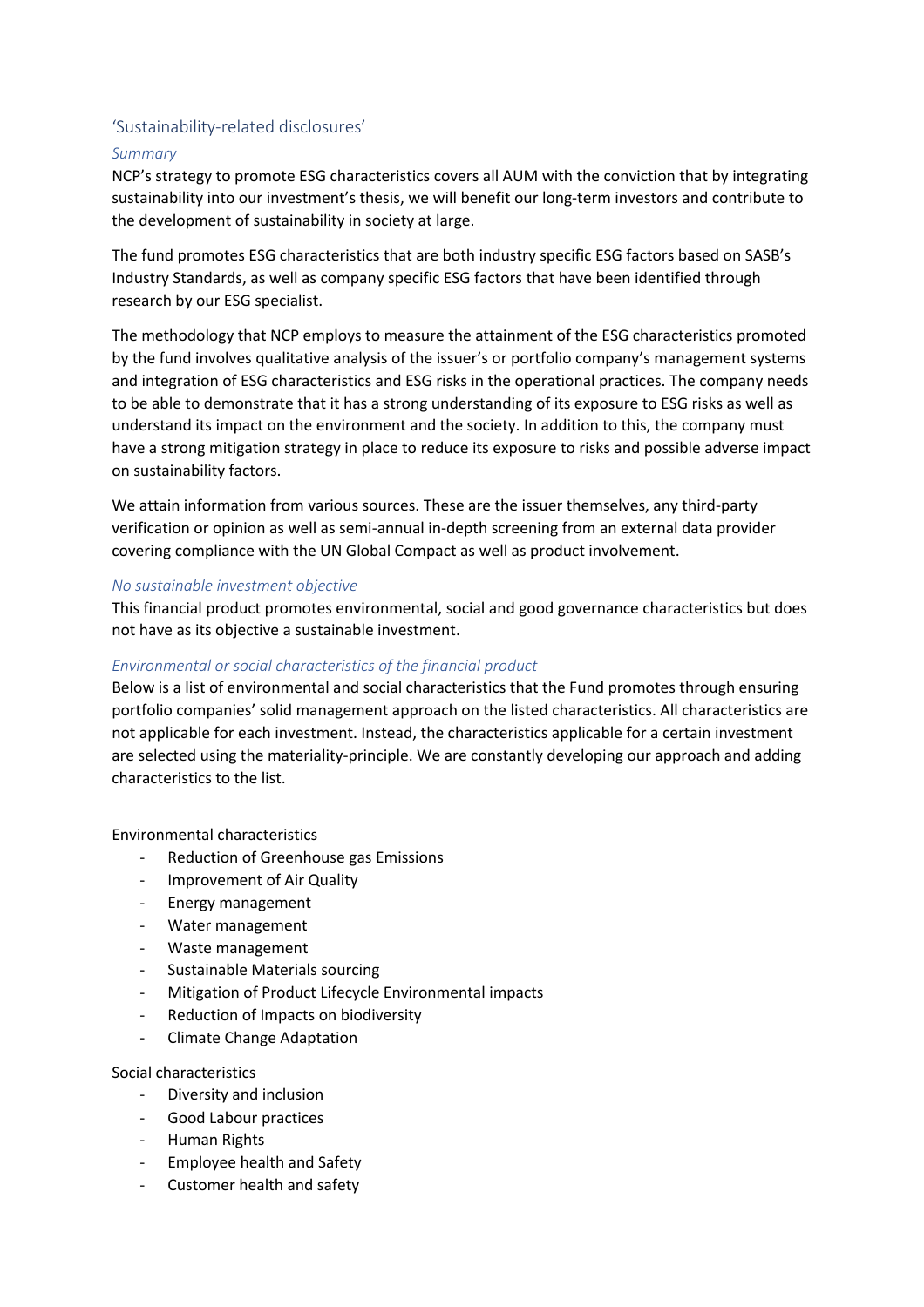## 'Sustainability-related disclosures'

### *Summary*

NCP's strategy to promote ESG characteristics covers all AUM with the conviction that by integrating sustainability into our investment's thesis, we will benefit our long-term investors and contribute to the development of sustainability in society at large.

The fund promotes ESG characteristics that are both industry specific ESG factors based on SASB's Industry Standards, as well as company specific ESG factors that have been identified through research by our ESG specialist.

The methodology that NCP employs to measure the attainment of the ESG characteristics promoted by the fund involves qualitative analysis of the issuer's or portfolio company's management systems and integration of ESG characteristics and ESG risks in the operational practices. The company needs to be able to demonstrate that it has a strong understanding of its exposure to ESG risks as well as understand its impact on the environment and the society. In addition to this, the company must have a strong mitigation strategy in place to reduce its exposure to risks and possible adverse impact on sustainability factors.

We attain information from various sources. These are the issuer themselves, any third-party verification or opinion as well as semi-annual in-depth screening from an external data provider covering compliance with the UN Global Compact as well as product involvement.

### *No sustainable investment objective*

This financial product promotes environmental, social and good governance characteristics but does not have as its objective a sustainable investment.

### *Environmental or social characteristics of the financial product*

Below is a list of environmental and social characteristics that the Fund promotes through ensuring portfolio companies' solid management approach on the listed characteristics. All characteristics are not applicable for each investment. Instead, the characteristics applicable for a certain investment are selected using the materiality-principle. We are constantly developing our approach and adding characteristics to the list.

Environmental characteristics

- Reduction of Greenhouse gas Emissions
- Improvement of Air Quality
- Energy management
- Water management
- Waste management
- Sustainable Materials sourcing
- Mitigation of Product Lifecycle Environmental impacts
- Reduction of Impacts on biodiversity
- Climate Change Adaptation

Social characteristics

- Diversity and inclusion
- Good Labour practices
- Human Rights
- Employee health and Safety
- Customer health and safety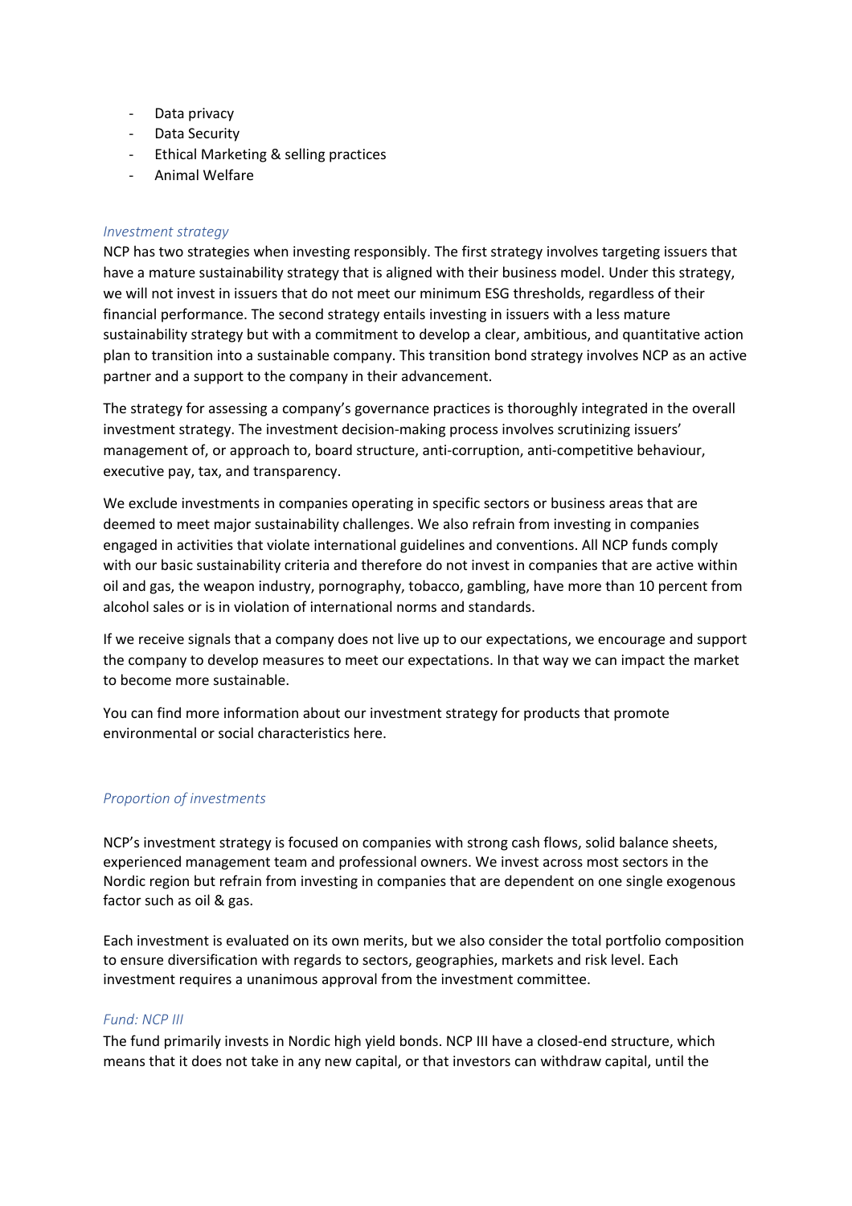- Data privacy
- Data Security
- Ethical Marketing & selling practices
- Animal Welfare

*Investment strategy*

NCP has two strategies when investing responsibly. The first strategy involves targeting issuers that have a mature sustainability strategy that is aligned with their business model. Under this strategy, we will not invest in issuers that do not meet our minimum ESG thresholds, regardless of their financial performance. The second strategy entails investing in issuers with a less mature sustainability strategy but with a commitment to develop a clear, ambitious, and quantitative action plan to transition into a sustainable company. This transition bond strategy involves NCP as an active partner and a support to the company in their advancement.

The strategy for assessing a company's governance practices is thoroughly integrated in the overall investment strategy. The investment decision-making process involves scrutinizing issuers' management of, or approach to, board structure, anti-corruption, anti-competitive behaviour, executive pay, tax, and transparency.

We exclude investments in companies operating in specific sectors or business areas that are deemed to meet major sustainability challenges. We also refrain from investing in companies engaged in activities that violate international guidelines and conventions. All NCP funds comply with our basic sustainability criteria and therefore do not invest in companies that are active within oil and gas, the weapon industry, pornography, tobacco, gambling, have more than 10 percent from alcohol sales or is in violation of international norms and standards.

If we receive signals that a company does not live up to our expectations, we encourage and support the company to develop measures to meet our expectations. In that way we can impact the market to become more sustainable.

You can find more information about our investment strategy for products that promote environmental or social characteristics here.

*Proportion of investments*

NCP's investment strategy is focused on companies with strong cash flows, solid balance sheets, experienced management team and professional owners. We invest across most sectors in the Nordic region but refrain from investing in companies that are dependent on one single exogenous factor such as oil & gas.

Each investment is evaluated on its own merits, but we also consider the total portfolio composition to ensure diversification with regards to sectors, geographies, markets and risk level. Each investment requires a unanimous approval from the investment committee.

*Fund: NCP III*

The fund primarily invests in Nordic high yield bonds. NCP III have a closed-end structure, which means that it does not take in any new capital, or that investors can withdraw capital, until the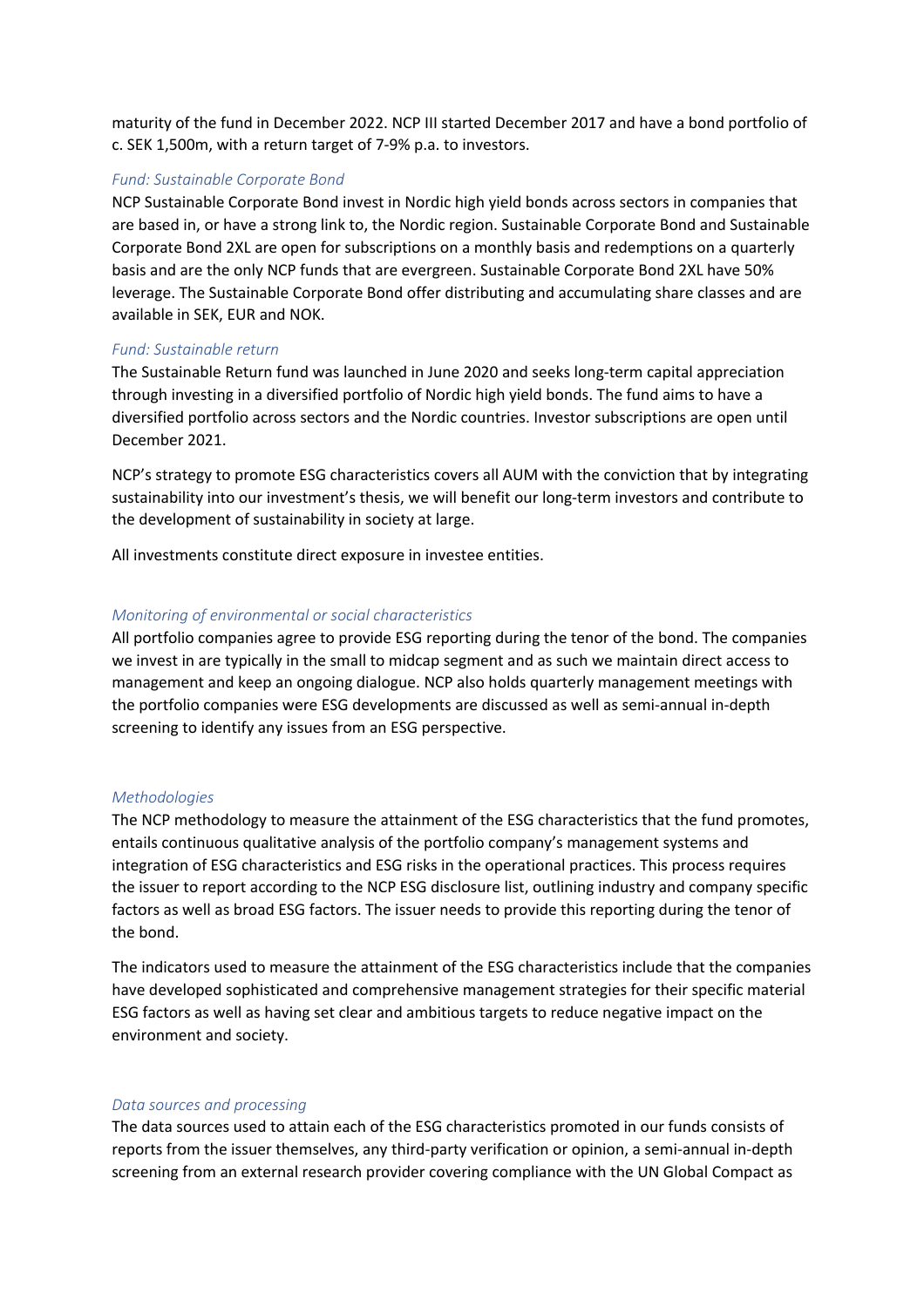maturity of the fund in December 2022. NCP III started December 2017 and have a bond portfolio of c. SEK 1,500m, with a return target of 7-9% p.a. to investors.

*Fund: Sustainable Corporate Bond*

NCP Sustainable Corporate Bond invest in Nordic high yield bonds across sectors in companies that are based in, or have a strong link to, the Nordic region. Sustainable Corporate Bond and Sustainable Corporate Bond 2XL are open for subscriptions on a monthly basis and redemptions on a quarterly basis and are the only NCP funds that are evergreen. Sustainable Corporate Bond 2XL have 50% leverage. The Sustainable Corporate Bond offer distributing and accumulating share classes and are available in SEK, EUR and NOK.

*Fund: Sustainable return*

The Sustainable Return fund was launched in June 2020 and seeks long-term capital appreciation through investing in a diversified portfolio of Nordic high yield bonds. The fund aims to have a diversified portfolio across sectors and the Nordic countries. Investor subscriptions are open until December 2021.

NCP's strategy to promote ESG characteristics covers all AUM with the conviction that by integrating sustainability into our investment's thesis, we will benefit our long-term investors and contribute to the development of sustainability in society at large.

All investments constitute direct exposure in investee entities.

*Monitoring of environmental or social characteristics*

All portfolio companies agree to provide ESG reporting during the tenor of the bond. The companies we invest in are typically in the small to midcap segment and as such we maintain direct access to management and keep an ongoing dialogue. NCP also holds quarterly management meetings with the portfolio companies were ESG developments are discussed as well as semi-annual in-depth screening to identify any issues from an ESG perspective.

*Methodologies*

The NCP methodology to measure the attainment of the ESG characteristics that the fund promotes, entails continuous qualitative analysis of the portfolio company's management systems and integration of ESG characteristics and ESG risks in the operational practices. This process requires the issuer to report according to the NCP ESG disclosure list, outlining industry and company specific factors as well as broad ESG factors. The issuer needs to provide this reporting during the tenor of the bond.

The indicators used to measure the attainment of the ESG characteristics include that the companies have developed sophisticated and comprehensive management strategies for their specific material ESG factors as well as having set clear and ambitious targets to reduce negative impact on the environment and society.

*Data sources and processing*

The data sources used to attain each of the ESG characteristics promoted in our funds consists of reports from the issuer themselves, any third-party verification or opinion, a semi-annual in-depth screening from an external research provider covering compliance with the UN Global Compact as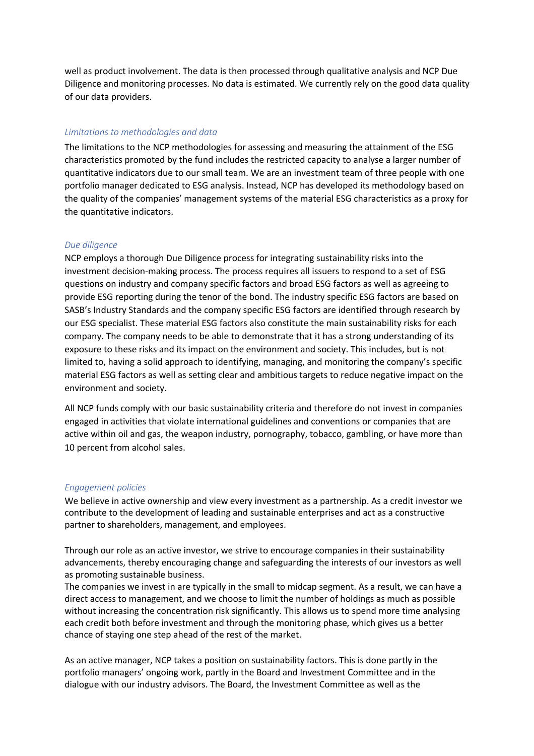well as product involvement. The data is then processed through qualitative analysis and NCP Due Diligence and monitoring processes. No data is estimated. We currently rely on the good data quality of our data providers.

*Limitations to methodologies and data*

The limitations to the NCP methodologies for assessing and measuring the attainment of the ESG characteristics promoted by the fund includes the restricted capacity to analyse a larger number of quantitative indicators due to our small team. We are an investment team of three people with one portfolio manager dedicated to ESG analysis. Instead, NCP has developed its methodology based on the quality of the companies' management systems of the material ESG characteristics as a proxy for the quantitative indicators.

*Due diligence*

NCP employs a thorough Due Diligence process for integrating sustainability risks into the investment decision-making process. The process requires all issuers to respond to a set of ESG questions on industry and company specific factors and broad ESG factors as well as agreeing to provide ESG reporting during the tenor of the bond. The industry specific ESG factors are based on SASB's Industry Standards and the company specific ESG factors are identified through research by our ESG specialist. These material ESG factors also constitute the main sustainability risks for each company. The company needs to be able to demonstrate that it has a strong understanding of its exposure to these risks and its impact on the environment and society. This includes, but is not limited to, having a solid approach to identifying, managing, and monitoring the company's specific material ESG factors as well as setting clear and ambitious targets to reduce negative impact on the environment and society.

All NCP funds comply with our basic sustainability criteria and therefore do not invest in companies engaged in activities that violate international guidelines and conventions or companies that are active within oil and gas, the weapon industry, pornography, tobacco, gambling, or have more than 10 percent from alcohol sales.

*Engagement policies*

We believe in active ownership and view every investment as a partnership. As a credit investor we contribute to the development of leading and sustainable enterprises and act as a constructive partner to shareholders, management, and employees.

Through our role as an active investor, we strive to encourage companies in their sustainability advancements, thereby encouraging change and safeguarding the interests of our investors as well as promoting sustainable business.
The companies we invest in are typically in the small to midcap segment. As a result, we can have a direct access to management, and we choose to limit the number of holdings as much as possible without increasing the concentration risk significantly. This allows us to spend more time analysing each credit both before investment and through the monitoring phase, which gives us a better chance of staying one step ahead of the rest of the market.

As an active manager, NCP takes a position on sustainability factors. This is done partly in the portfolio managers' ongoing work, partly in the Board and Investment Committee and in the dialogue with our industry advisors. The Board, the Investment Committee as well as the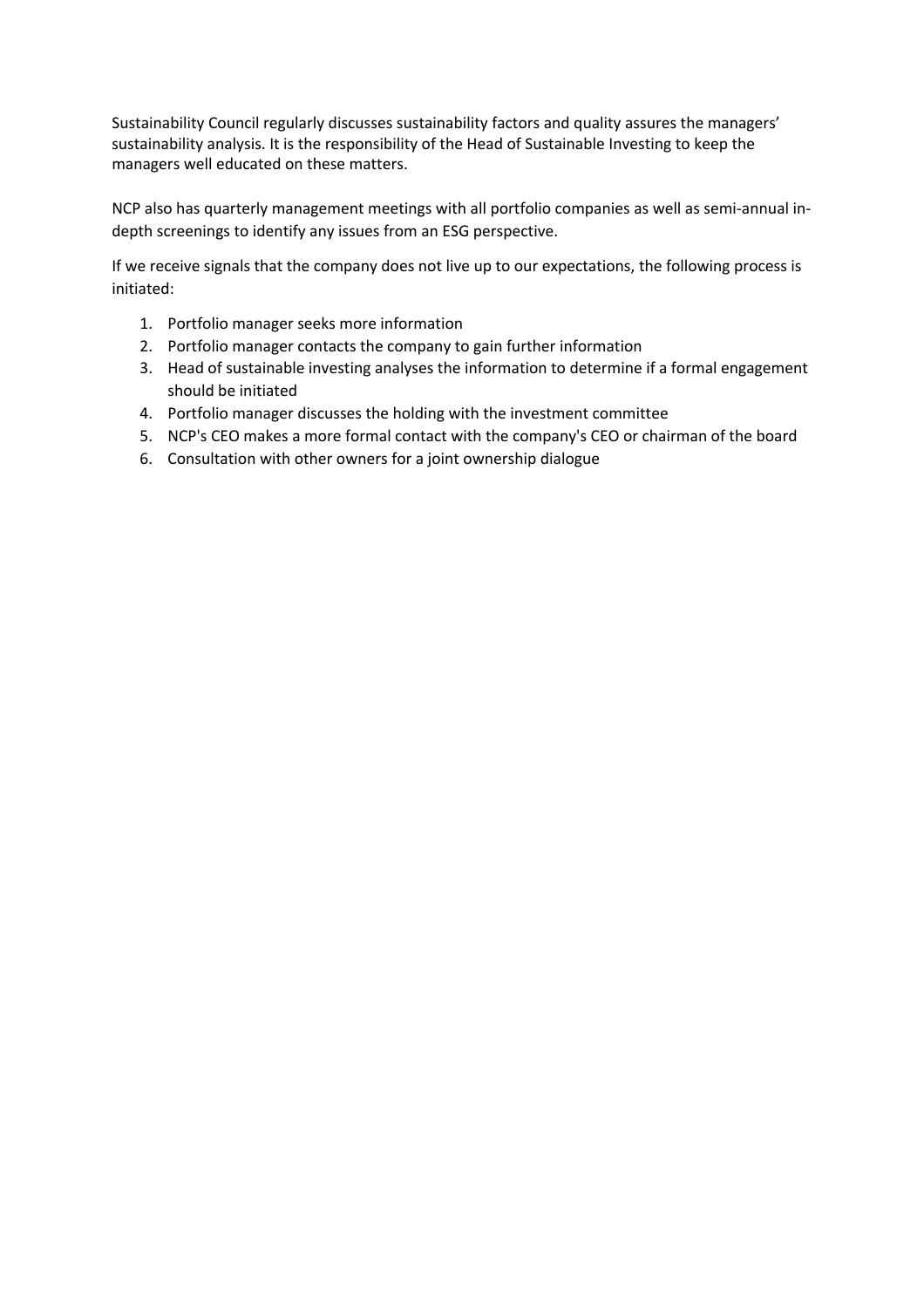Sustainability Council regularly discusses sustainability factors and quality assures the managers' sustainability analysis. It is the responsibility of the Head of Sustainable Investing to keep the managers well educated on these matters.

NCP also has quarterly management meetings with all portfolio companies as well as semi-annual in-depth screenings to identify any issues from an ESG perspective.

If we receive signals that the company does not live up to our expectations, the following process is initiated:

1. Portfolio manager seeks more information
2. Portfolio manager contacts the company to gain further information
3. Head of sustainable investing analyses the information to determine if a formal engagement should be initiated
4. Portfolio manager discusses the holding with the investment committee
5. NCP's CEO makes a more formal contact with the company's CEO or chairman of the board
6. Consultation with other owners for a joint ownership dialogue